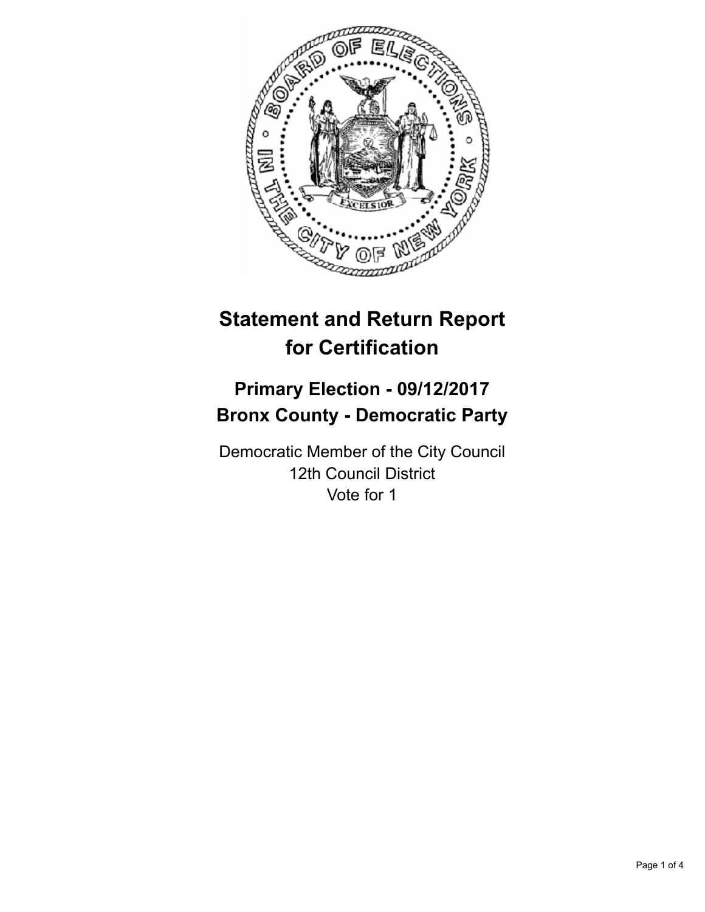# Statement and Return Report for Certification

## Primary Election - 09/12/2017
## Bronx County - Democratic Party

Democratic Member of the City Council
12th Council District
Vote for 1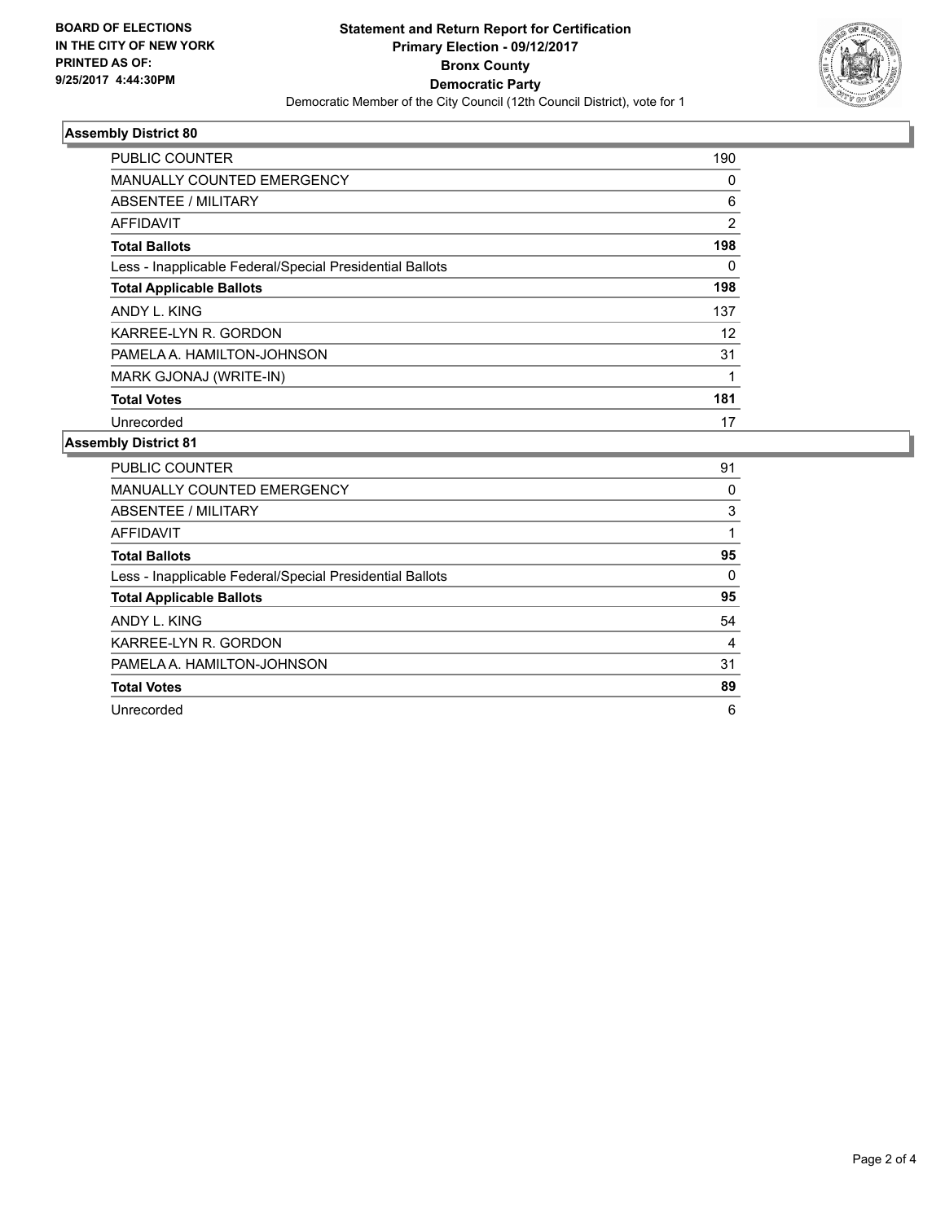**Statement and Return Report for Certification**
**Primary Election - 09/12/2017**
**Bronx County**
**Democratic Party**
Democratic Member of the City Council (12th Council District), vote for 1

BOARD OF ELECTIONS
IN THE CITY OF NEW YORK
PRINTED AS OF:
9/25/2017 4:44:30PM

### Assembly District 80

| | |
|---|---|
| PUBLIC COUNTER | 190 |
| MANUALLY COUNTED EMERGENCY | 0 |
| ABSENTEE / MILITARY | 6 |
| AFFIDAVIT | 2 |
| **Total Ballots** | **198** |
| Less - Inapplicable Federal/Special Presidential Ballots | 0 |
| **Total Applicable Ballots** | **198** |
| ANDY L. KING | 137 |
| KARREE-LYN R. GORDON | 12 |
| PAMELA A. HAMILTON-JOHNSON | 31 |
| MARK GJONAJ (WRITE-IN) | 1 |
| **Total Votes** | **181** |
| Unrecorded | 17 |

### Assembly District 81

| | |
|---|---|
| PUBLIC COUNTER | 91 |
| MANUALLY COUNTED EMERGENCY | 0 |
| ABSENTEE / MILITARY | 3 |
| AFFIDAVIT | 1 |
| **Total Ballots** | **95** |
| Less - Inapplicable Federal/Special Presidential Ballots | 0 |
| **Total Applicable Ballots** | **95** |
| ANDY L. KING | 54 |
| KARREE-LYN R. GORDON | 4 |
| PAMELA A. HAMILTON-JOHNSON | 31 |
| **Total Votes** | **89** |
| Unrecorded | 6 |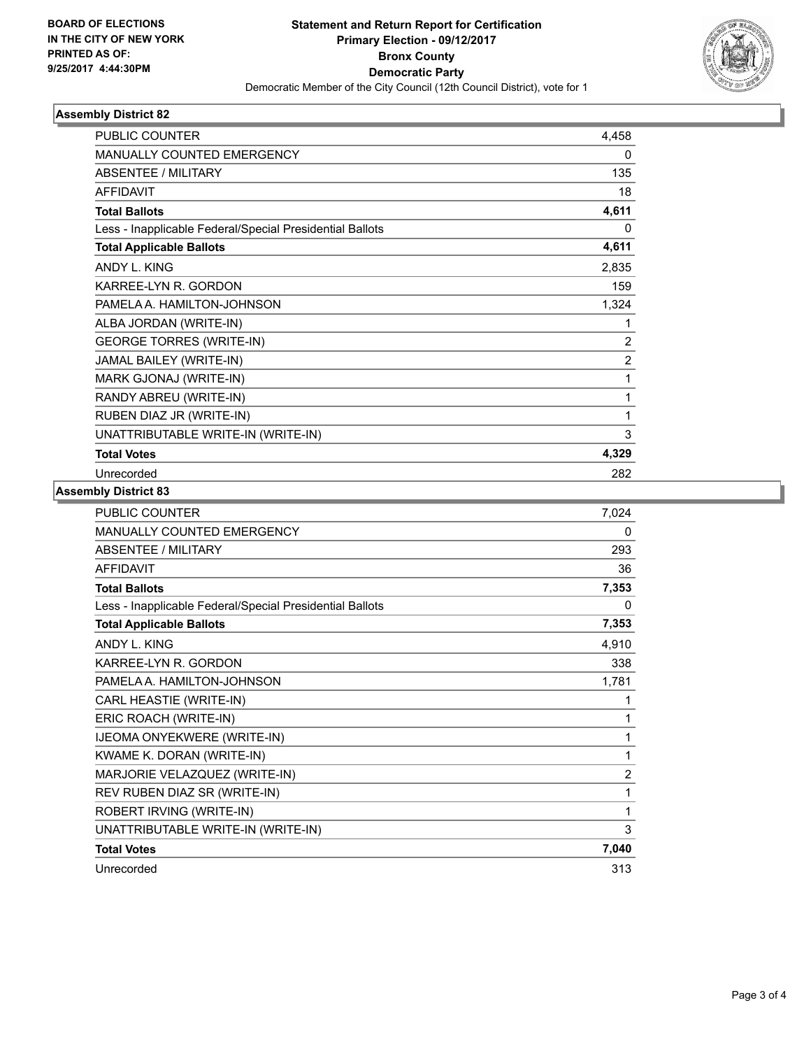BOARD OF ELECTIONS
IN THE CITY OF NEW YORK
PRINTED AS OF:
9/25/2017 4:44:30PM

**Statement and Return Report for Certification**
**Primary Election - 09/12/2017**
**Bronx County**
**Democratic Party**
Democratic Member of the City Council (12th Council District), vote for 1

### Assembly District 82

| | |
|---|---|
| PUBLIC COUNTER | 4,458 |
| MANUALLY COUNTED EMERGENCY | 0 |
| ABSENTEE / MILITARY | 135 |
| AFFIDAVIT | 18 |
| **Total Ballots** | **4,611** |
| Less - Inapplicable Federal/Special Presidential Ballots | 0 |
| **Total Applicable Ballots** | **4,611** |
| ANDY L. KING | 2,835 |
| KARREE-LYN R. GORDON | 159 |
| PAMELA A. HAMILTON-JOHNSON | 1,324 |
| ALBA JORDAN (WRITE-IN) | 1 |
| GEORGE TORRES (WRITE-IN) | 2 |
| JAMAL BAILEY (WRITE-IN) | 2 |
| MARK GJONAJ (WRITE-IN) | 1 |
| RANDY ABREU (WRITE-IN) | 1 |
| RUBEN DIAZ JR (WRITE-IN) | 1 |
| UNATTRIBUTABLE WRITE-IN (WRITE-IN) | 3 |
| **Total Votes** | **4,329** |
| Unrecorded | 282 |

### Assembly District 83

| | |
|---|---|
| PUBLIC COUNTER | 7,024 |
| MANUALLY COUNTED EMERGENCY | 0 |
| ABSENTEE / MILITARY | 293 |
| AFFIDAVIT | 36 |
| **Total Ballots** | **7,353** |
| Less - Inapplicable Federal/Special Presidential Ballots | 0 |
| **Total Applicable Ballots** | **7,353** |
| ANDY L. KING | 4,910 |
| KARREE-LYN R. GORDON | 338 |
| PAMELA A. HAMILTON-JOHNSON | 1,781 |
| CARL HEASTIE (WRITE-IN) | 1 |
| ERIC ROACH (WRITE-IN) | 1 |
| IJEOMA ONYEKWERE (WRITE-IN) | 1 |
| KWAME K. DORAN (WRITE-IN) | 1 |
| MARJORIE VELAZQUEZ (WRITE-IN) | 2 |
| REV RUBEN DIAZ SR (WRITE-IN) | 1 |
| ROBERT IRVING (WRITE-IN) | 1 |
| UNATTRIBUTABLE WRITE-IN (WRITE-IN) | 3 |
| **Total Votes** | **7,040** |
| Unrecorded | 313 |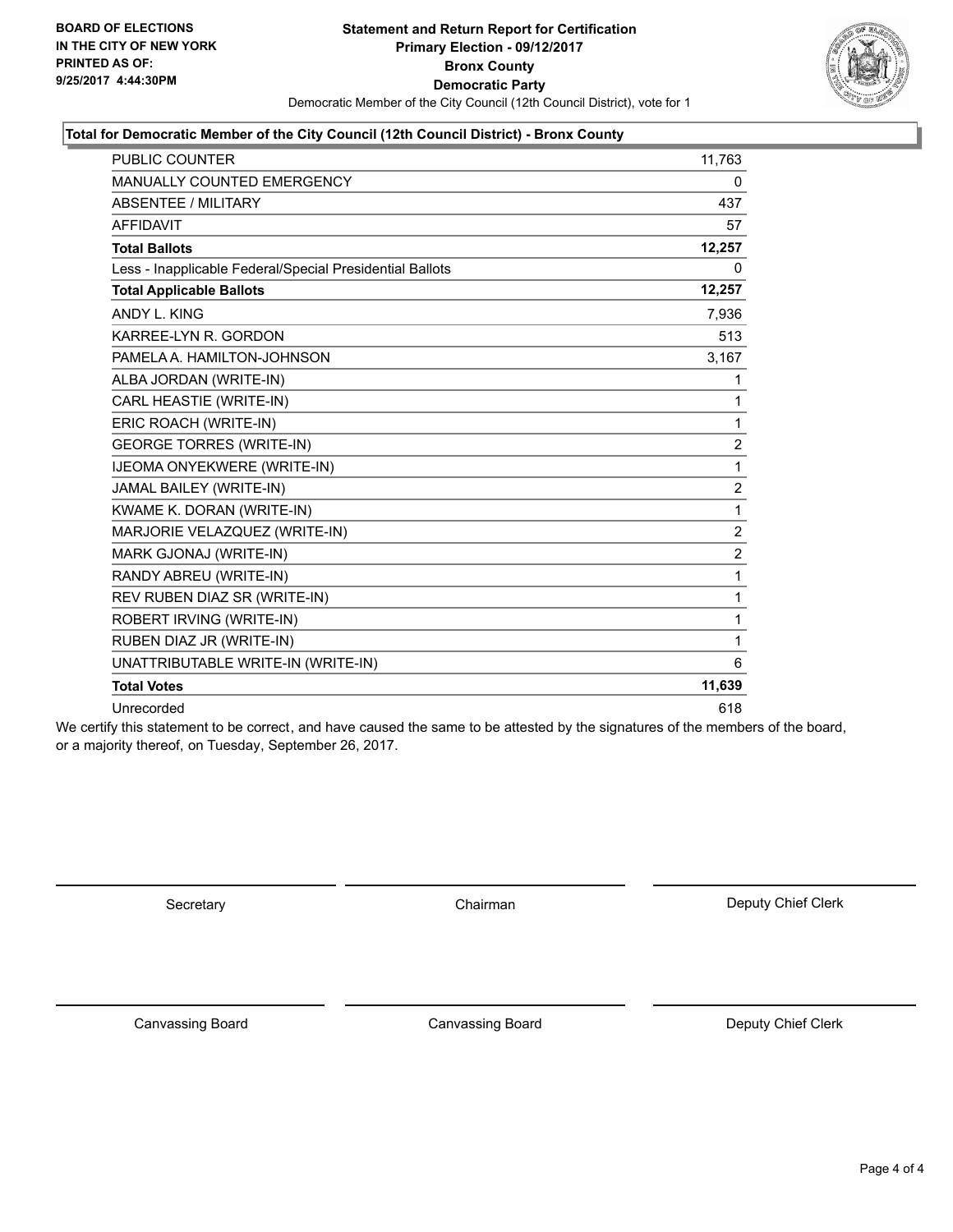**BOARD OF ELECTIONS IN THE CITY OF NEW YORK PRINTED AS OF: 9/25/2017 4:44:30PM**

**Statement and Return Report for Certification**
**Primary Election - 09/12/2017**
**Bronx County**
**Democratic Party**
Democratic Member of the City Council (12th Council District), vote for 1

**Total for Democratic Member of the City Council (12th Council District) - Bronx County**

| | |
|---|---|
| PUBLIC COUNTER | 11,763 |
| MANUALLY COUNTED EMERGENCY | 0 |
| ABSENTEE / MILITARY | 437 |
| AFFIDAVIT | 57 |
| **Total Ballots** | **12,257** |
| Less - Inapplicable Federal/Special Presidential Ballots | 0 |
| **Total Applicable Ballots** | **12,257** |
| ANDY L. KING | 7,936 |
| KARREE-LYN R. GORDON | 513 |
| PAMELA A. HAMILTON-JOHNSON | 3,167 |
| ALBA JORDAN (WRITE-IN) | 1 |
| CARL HEASTIE (WRITE-IN) | 1 |
| ERIC ROACH (WRITE-IN) | 1 |
| GEORGE TORRES (WRITE-IN) | 2 |
| IJEOMA ONYEKWERE (WRITE-IN) | 1 |
| JAMAL BAILEY (WRITE-IN) | 2 |
| KWAME K. DORAN (WRITE-IN) | 1 |
| MARJORIE VELAZQUEZ (WRITE-IN) | 2 |
| MARK GJONAJ (WRITE-IN) | 2 |
| RANDY ABREU (WRITE-IN) | 1 |
| REV RUBEN DIAZ SR (WRITE-IN) | 1 |
| ROBERT IRVING (WRITE-IN) | 1 |
| RUBEN DIAZ JR (WRITE-IN) | 1 |
| UNATTRIBUTABLE WRITE-IN (WRITE-IN) | 6 |
| **Total Votes** | **11,639** |
| Unrecorded | 618 |

We certify this statement to be correct, and have caused the same to be attested by the signatures of the members of the board, or a majority thereof, on Tuesday, September 26, 2017.

Secretary

Chairman

Deputy Chief Clerk

Canvassing Board

Canvassing Board

Deputy Chief Clerk